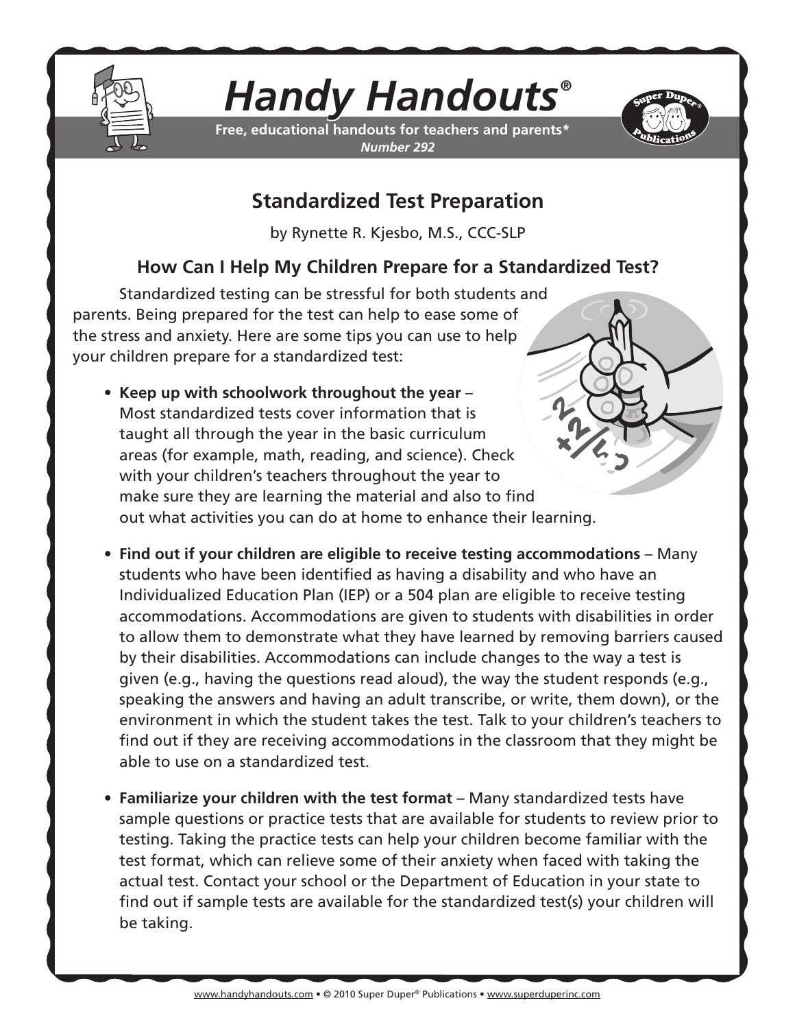# *Handy Handouts®*

**Free, educational handouts for teachers and parents***
***Number 292***

## Standardized Test Preparation

by Rynette R. Kjesbo, M.S., CCC-SLP

### How Can I Help My Children Prepare for a Standardized Test?

Standardized testing can be stressful for both students and parents. Being prepared for the test can help to ease some of the stress and anxiety. Here are some tips you can use to help your children prepare for a standardized test:

- **Keep up with schoolwork throughout the year** – Most standardized tests cover information that is taught all through the year in the basic curriculum areas (for example, math, reading, and science). Check with your children's teachers throughout the year to make sure they are learning the material and also to find out what activities you can do at home to enhance their learning.

- **Find out if your children are eligible to receive testing accommodations** – Many students who have been identified as having a disability and who have an Individualized Education Plan (IEP) or a 504 plan are eligible to receive testing accommodations. Accommodations are given to students with disabilities in order to allow them to demonstrate what they have learned by removing barriers caused by their disabilities. Accommodations can include changes to the way a test is given (e.g., having the questions read aloud), the way the student responds (e.g., speaking the answers and having an adult transcribe, or write, them down), or the environment in which the student takes the test. Talk to your children's teachers to find out if they are receiving accommodations in the classroom that they might be able to use on a standardized test.

- **Familiarize your children with the test format** – Many standardized tests have sample questions or practice tests that are available for students to review prior to testing. Taking the practice tests can help your children become familiar with the test format, which can relieve some of their anxiety when faced with taking the actual test. Contact your school or the Department of Education in your state to find out if sample tests are available for the standardized test(s) your children will be taking.

www.handyhandouts.com • © 2010 Super Duper® Publications • www.superduperinc.com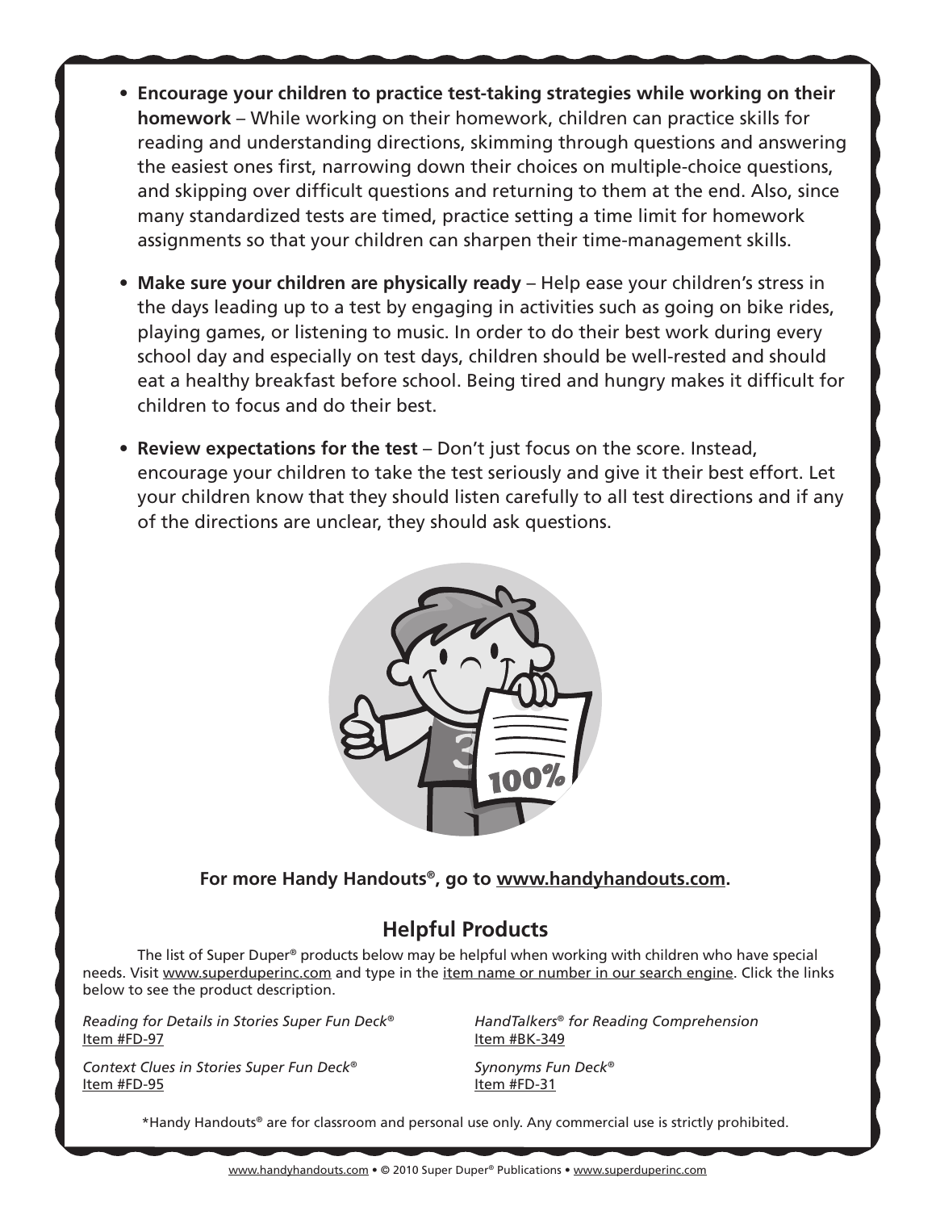- **Encourage your children to practice test-taking strategies while working on their homework** – While working on their homework, children can practice skills for reading and understanding directions, skimming through questions and answering the easiest ones first, narrowing down their choices on multiple-choice questions, and skipping over difficult questions and returning to them at the end. Also, since many standardized tests are timed, practice setting a time limit for homework assignments so that your children can sharpen their time-management skills.

- **Make sure your children are physically ready** – Help ease your children's stress in the days leading up to a test by engaging in activities such as going on bike rides, playing games, or listening to music. In order to do their best work during every school day and especially on test days, children should be well-rested and should eat a healthy breakfast before school. Being tired and hungry makes it difficult for children to focus and do their best.

- **Review expectations for the test** – Don't just focus on the score. Instead, encourage your children to take the test seriously and give it their best effort. Let your children know that they should listen carefully to all test directions and if any of the directions are unclear, they should ask questions.

**For more Handy Handouts®, go to www.handyhandouts.com.**

## Helpful Products

The list of Super Duper® products below may be helpful when working with children who have special needs. Visit www.superduperinc.com and type in the item name or number in our search engine. Click the links below to see the product description.

*Reading for Details in Stories Super Fun Deck®*
Item #FD-97

*Context Clues in Stories Super Fun Deck®*
Item #FD-95

*HandTalkers® for Reading Comprehension*
Item #BK-349

*Synonyms Fun Deck®*
Item #FD-31

*Handy Handouts® are for classroom and personal use only. Any commercial use is strictly prohibited.

www.handyhandouts.com • © 2010 Super Duper® Publications • www.superduperinc.com